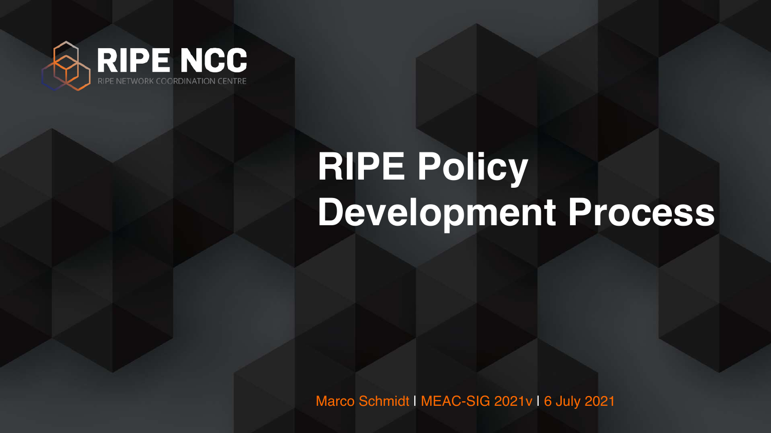RIPE NCC

RIPE NETWORK COORDINATION CENTRE

# RIPE Policy Development Process

Marco Schmidt | MEAC-SIG 2021v | 6 July 2021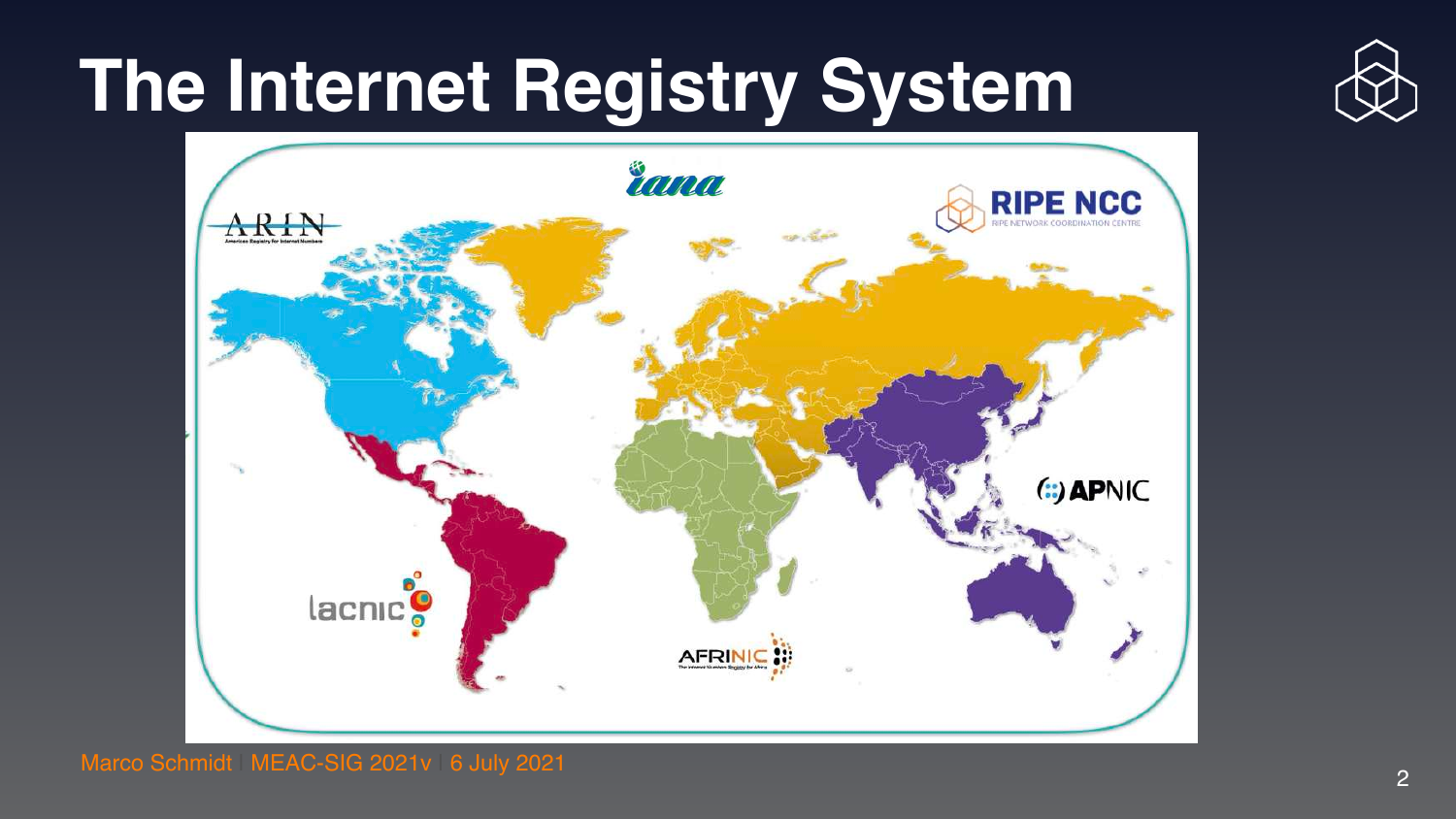# The Internet Registry System

iana

ARIN

RIPE NCC

APNIC

lacnic

AFRINIC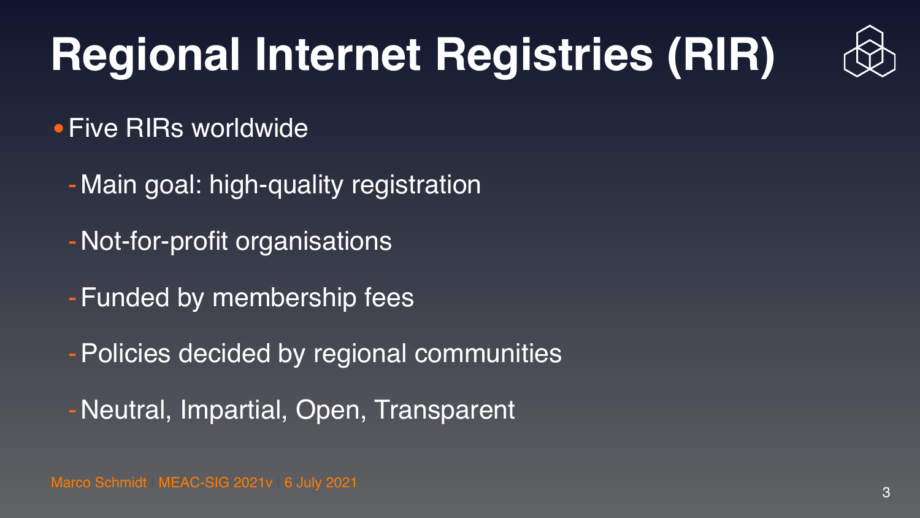# Regional Internet Registries (RIR)

- Five RIRs worldwide
  - Main goal: high-quality registration
  - Not-for-profit organisations
  - Funded by membership fees
  - Policies decided by regional communities
  - Neutral, Impartial, Open, Transparent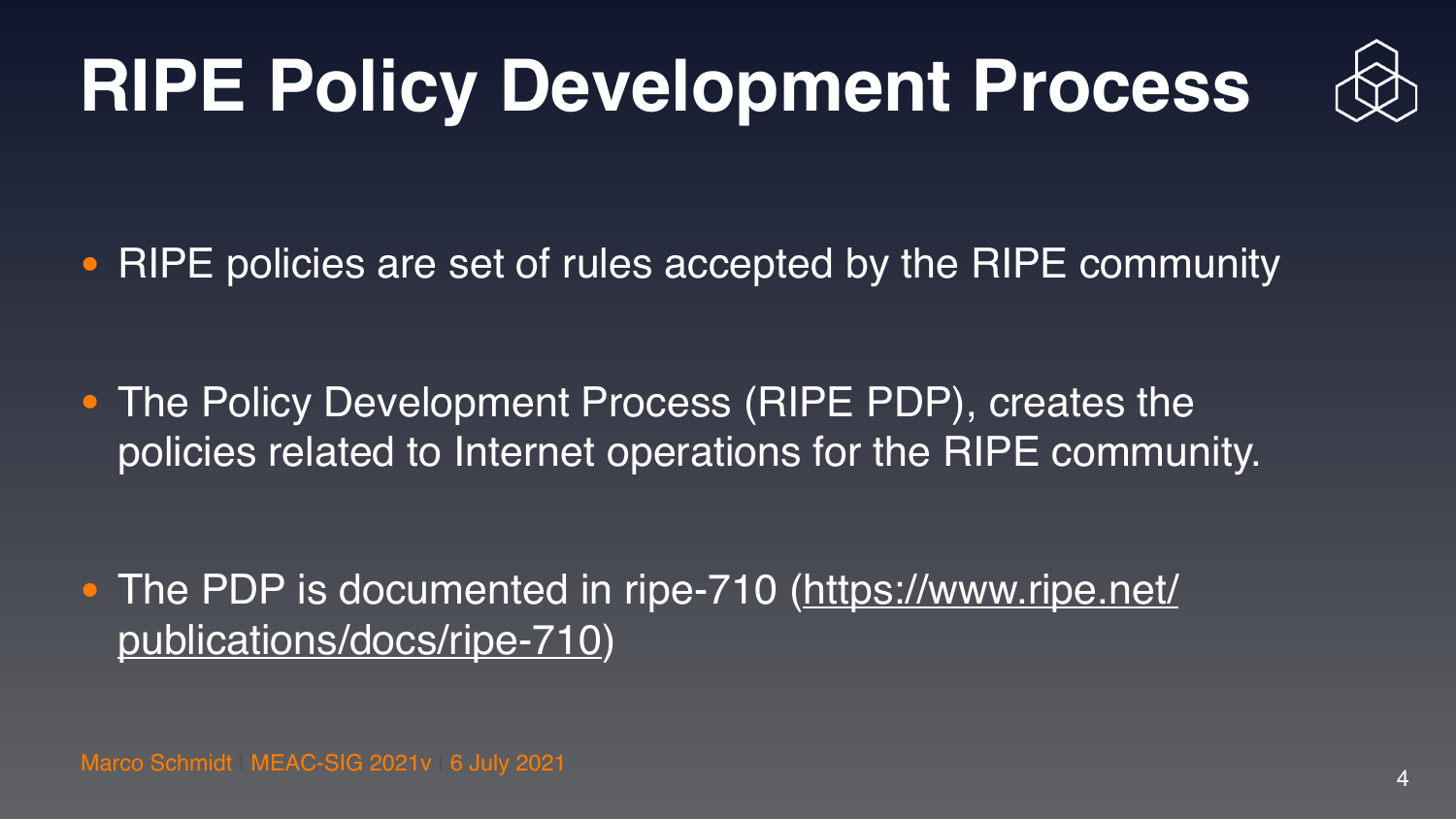# RIPE Policy Development Process

- RIPE policies are set of rules accepted by the RIPE community
- The Policy Development Process (RIPE PDP), creates the policies related to Internet operations for the RIPE community.
- The PDP is documented in ripe-710 (https://www.ripe.net/publications/docs/ripe-710)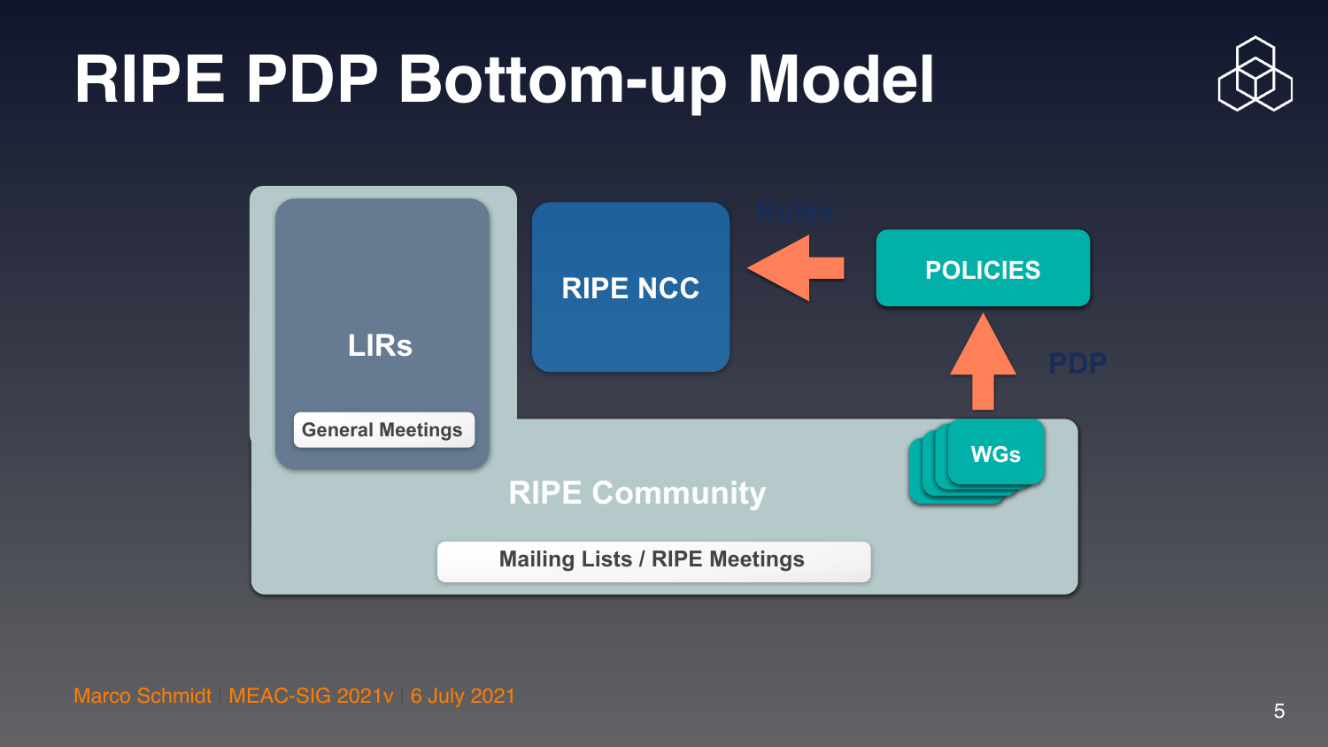# RIPE PDP Bottom-up Model

LIRs

General Meetings

RIPE NCC

Rules

POLICIES

PDP

WGs

RIPE Community

Mailing Lists / RIPE Meetings

Marco Schmidt | MEAC-SIG 2021v | 6 July 2021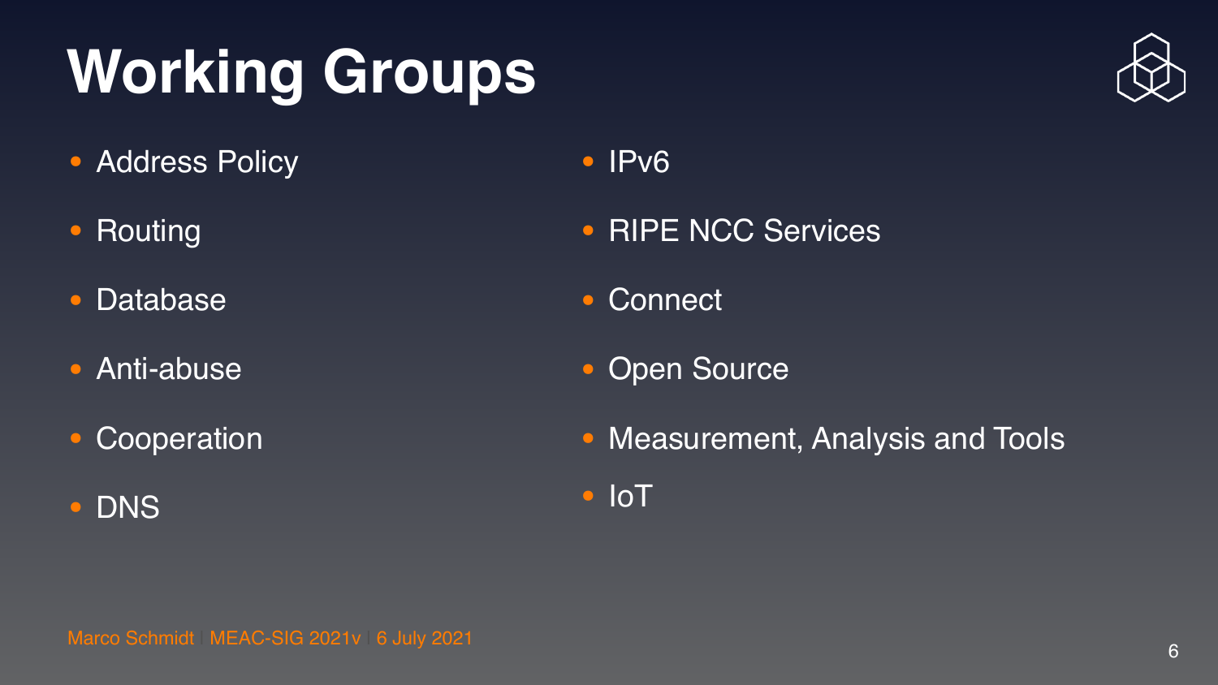# Working Groups

- Address Policy
- Routing
- Database
- Anti-abuse
- Cooperation
- DNS
- IPv6
- RIPE NCC Services
- Connect
- Open Source
- Measurement, Analysis and Tools
- IoT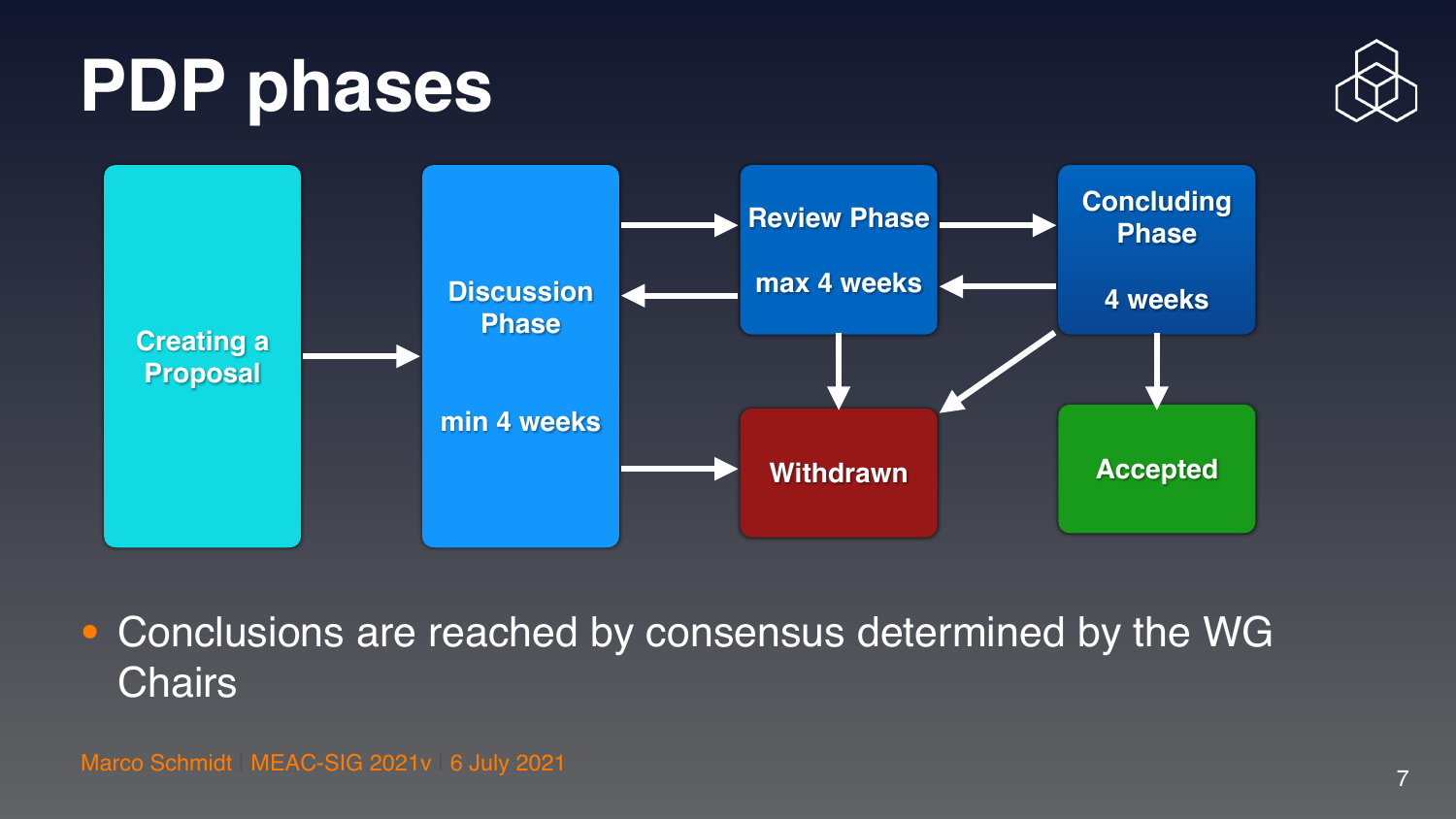# PDP phases

Creating a Proposal → Discussion Phase (min 4 weeks) → Review Phase (max 4 weeks) → Concluding Phase (4 weeks) → Accepted

Review Phase → Discussion Phase

Concluding Phase → Review Phase

Discussion Phase → Withdrawn

Review Phase → Withdrawn

Concluding Phase → Withdrawn

- Conclusions are reached by consensus determined by the WG Chairs

Marco Schmidt | MEAC-SIG 2021v | 6 July 2021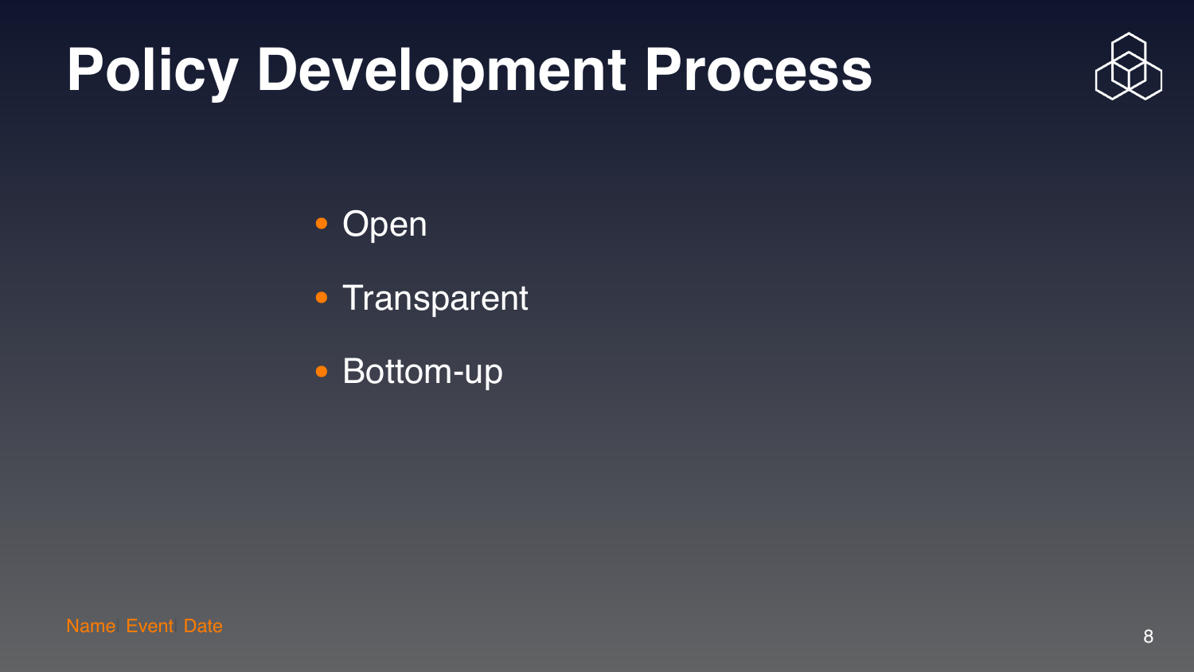# Policy Development Process

- Open
- Transparent
- Bottom-up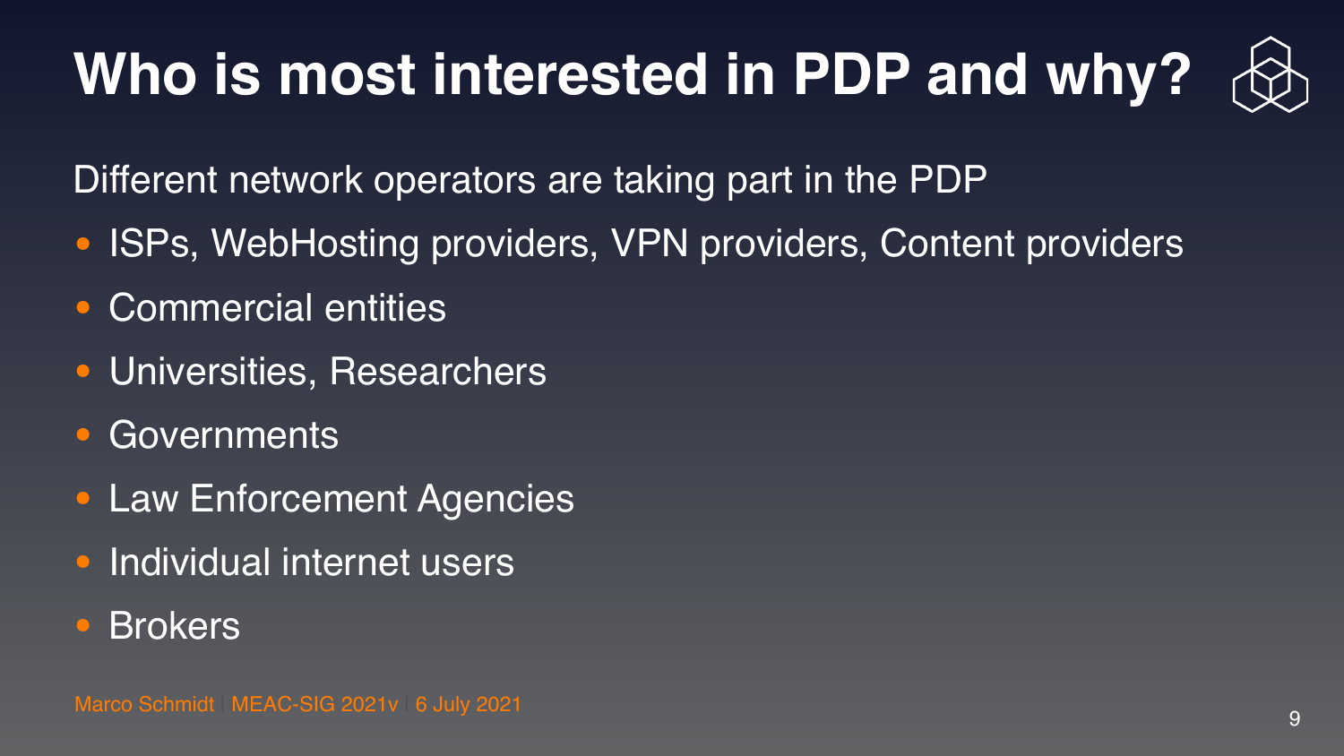# Who is most interested in PDP and why?

Different network operators are taking part in the PDP

- ISPs, WebHosting providers, VPN providers, Content providers
- Commercial entities
- Universities, Researchers
- Governments
- Law Enforcement Agencies
- Individual internet users
- Brokers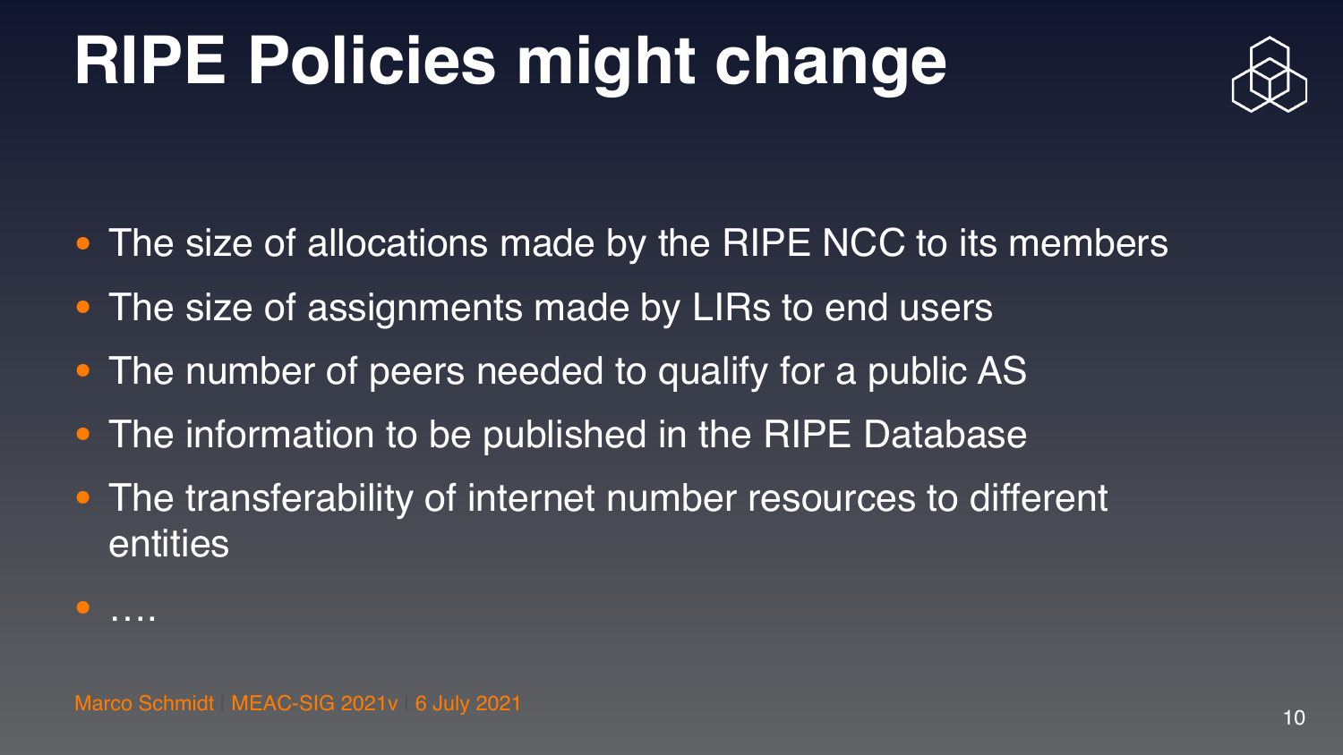# RIPE Policies might change

- The size of allocations made by the RIPE NCC to its members
- The size of assignments made by LIRs to end users
- The number of peers needed to qualify for a public AS
- The information to be published in the RIPE Database
- The transferability of internet number resources to different entities
- ….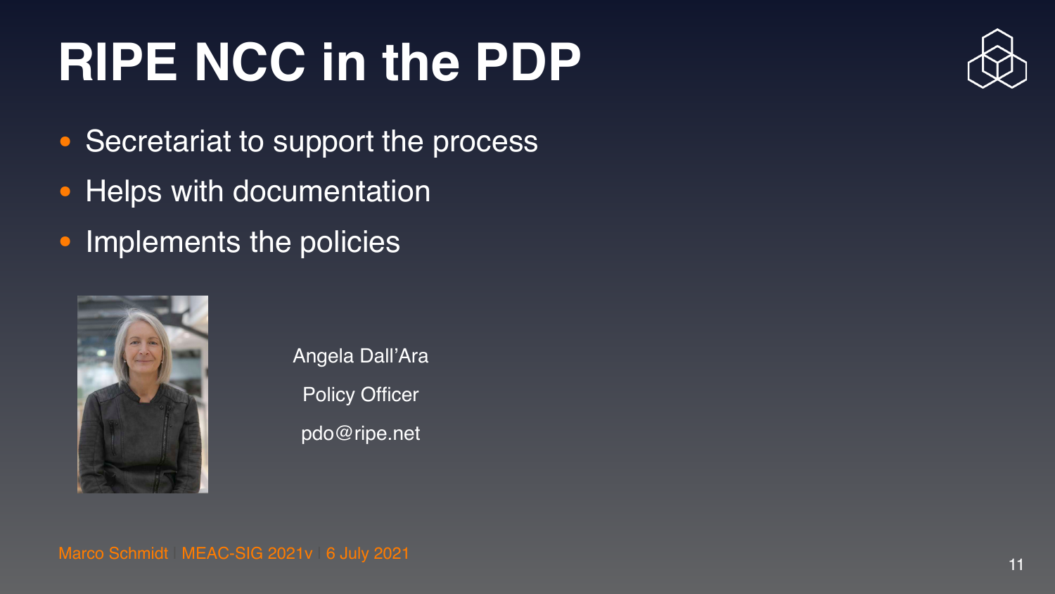# RIPE NCC in the PDP

- Secretariat to support the process
- Helps with documentation
- Implements the policies

Angela Dall'Ara

Policy Officer

pdo@ripe.net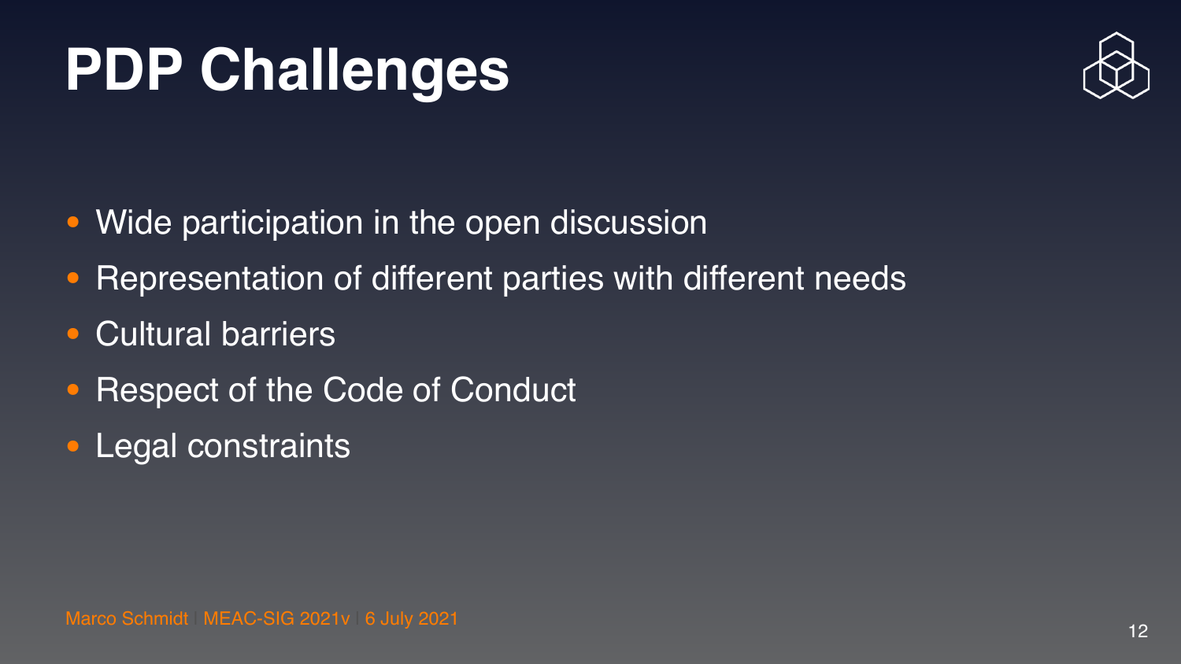# PDP Challenges

- Wide participation in the open discussion
- Representation of different parties with different needs
- Cultural barriers
- Respect of the Code of Conduct
- Legal constraints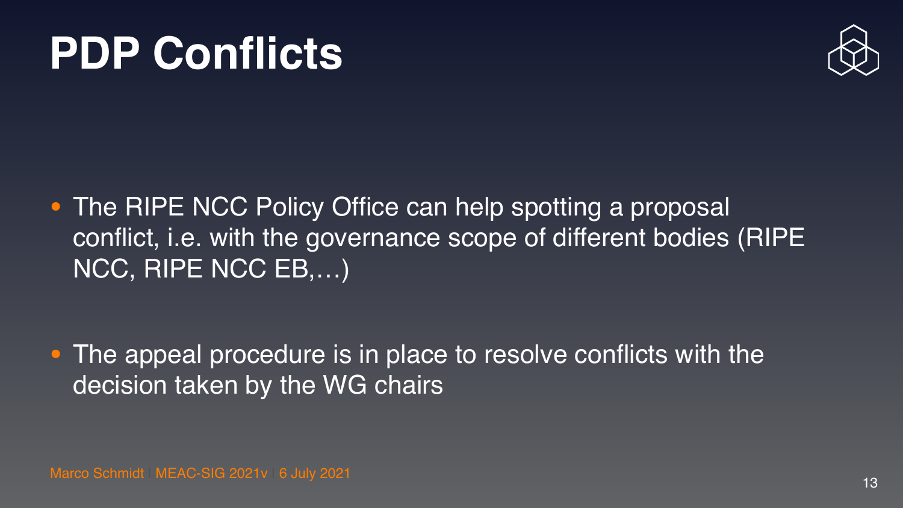# PDP Conflicts

- The RIPE NCC Policy Office can help spotting a proposal conflict, i.e. with the governance scope of different bodies (RIPE NCC, RIPE NCC EB,…)

- The appeal procedure is in place to resolve conflicts with the decision taken by the WG chairs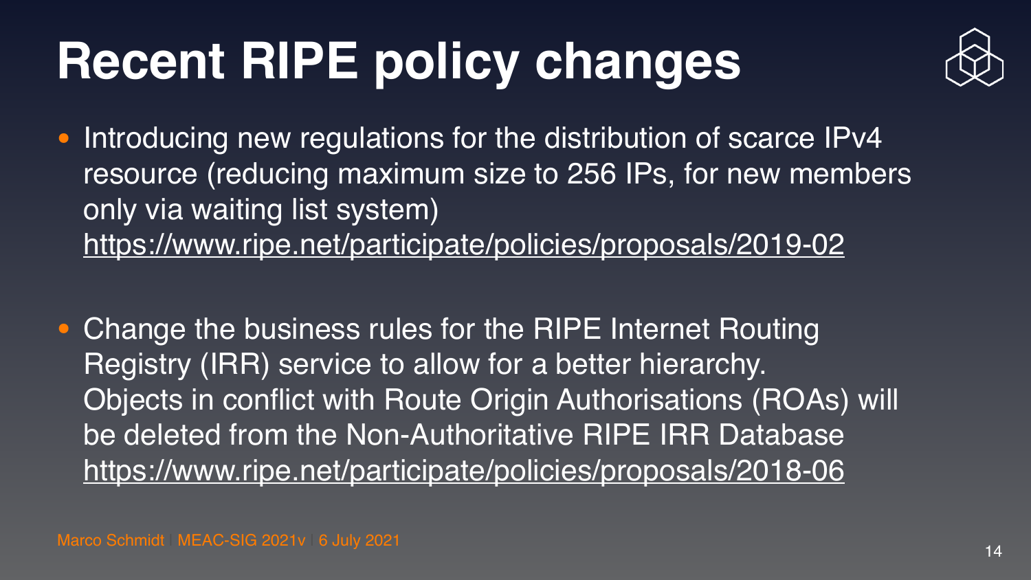# Recent RIPE policy changes

- Introducing new regulations for the distribution of scarce IPv4 resource (reducing maximum size to 256 IPs, for new members only via waiting list system)
  https://www.ripe.net/participate/policies/proposals/2019-02

- Change the business rules for the RIPE Internet Routing Registry (IRR) service to allow for a better hierarchy. Objects in conflict with Route Origin Authorisations (ROAs) will be deleted from the Non-Authoritative RIPE IRR Database
  https://www.ripe.net/participate/policies/proposals/2018-06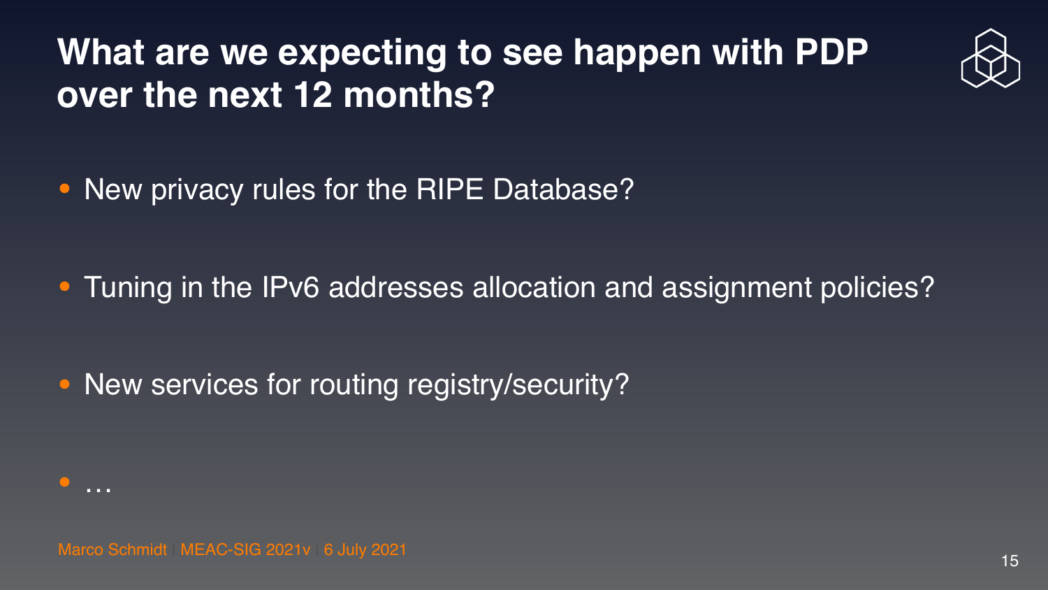# What are we expecting to see happen with PDP over the next 12 months?

- New privacy rules for the RIPE Database?
- Tuning in the IPv6 addresses allocation and assignment policies?
- New services for routing registry/security?
- …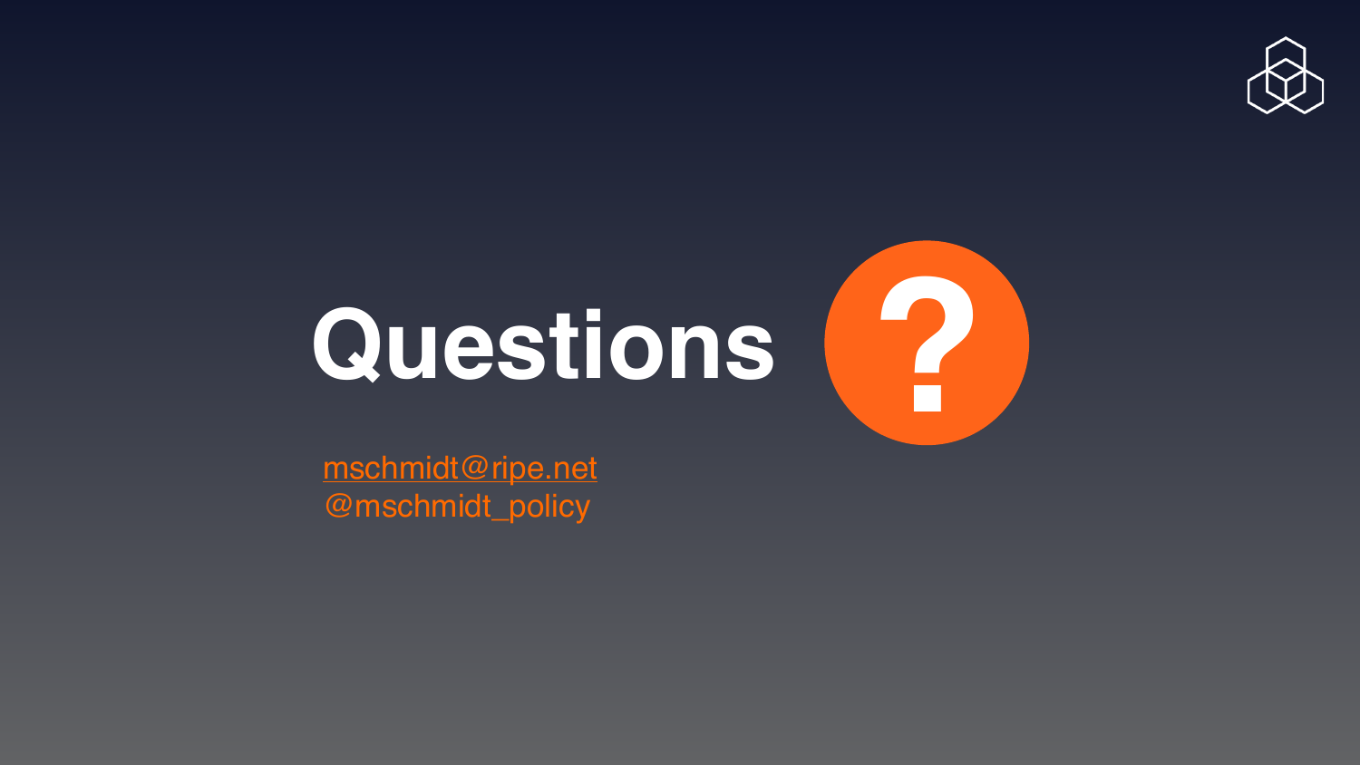# Questions ?

mschmidt@ripe.net
@mschmidt_policy